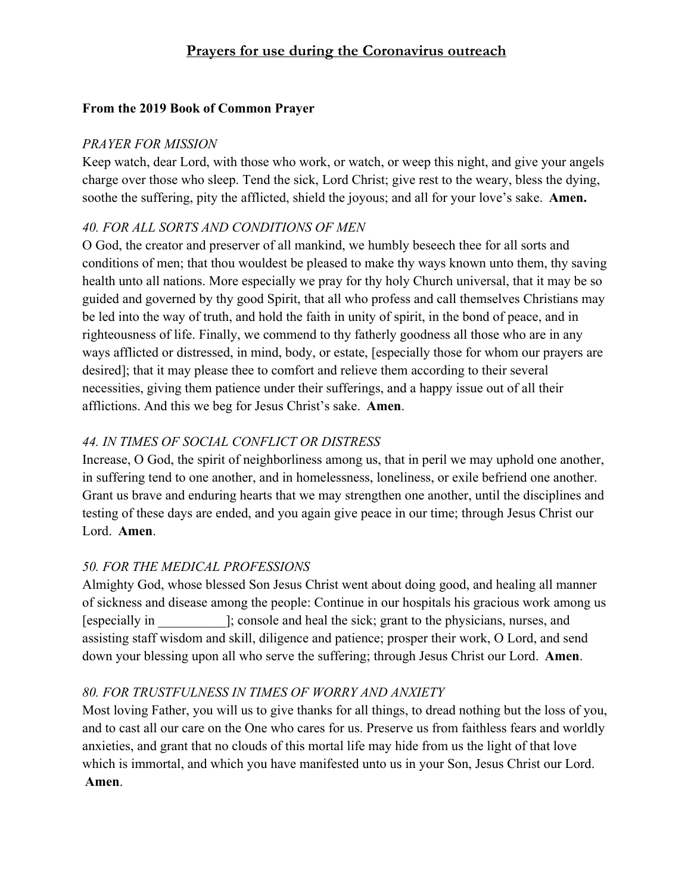# Prayers for use during the Coronavirus outreach

**From the 2019 Book of Common Prayer**

*PRAYER FOR MISSION*

Keep watch, dear Lord, with those who work, or watch, or weep this night, and give your angels charge over those who sleep. Tend the sick, Lord Christ; give rest to the weary, bless the dying, soothe the suffering, pity the afflicted, shield the joyous; and all for your love's sake. **Amen.**

*40. FOR ALL SORTS AND CONDITIONS OF MEN*

O God, the creator and preserver of all mankind, we humbly beseech thee for all sorts and conditions of men; that thou wouldest be pleased to make thy ways known unto them, thy saving health unto all nations. More especially we pray for thy holy Church universal, that it may be so guided and governed by thy good Spirit, that all who profess and call themselves Christians may be led into the way of truth, and hold the faith in unity of spirit, in the bond of peace, and in righteousness of life. Finally, we commend to thy fatherly goodness all those who are in any ways afflicted or distressed, in mind, body, or estate, [especially those for whom our prayers are desired]; that it may please thee to comfort and relieve them according to their several necessities, giving them patience under their sufferings, and a happy issue out of all their afflictions. And this we beg for Jesus Christ's sake. **Amen**.

*44. IN TIMES OF SOCIAL CONFLICT OR DISTRESS*

Increase, O God, the spirit of neighborliness among us, that in peril we may uphold one another, in suffering tend to one another, and in homelessness, loneliness, or exile befriend one another. Grant us brave and enduring hearts that we may strengthen one another, until the disciplines and testing of these days are ended, and you again give peace in our time; through Jesus Christ our Lord. **Amen**.

*50. FOR THE MEDICAL PROFESSIONS*

Almighty God, whose blessed Son Jesus Christ went about doing good, and healing all manner of sickness and disease among the people: Continue in our hospitals his gracious work among us [especially in __________]; console and heal the sick; grant to the physicians, nurses, and assisting staff wisdom and skill, diligence and patience; prosper their work, O Lord, and send down your blessing upon all who serve the suffering; through Jesus Christ our Lord. **Amen**.

*80. FOR TRUSTFULNESS IN TIMES OF WORRY AND ANXIETY*

Most loving Father, you will us to give thanks for all things, to dread nothing but the loss of you, and to cast all our care on the One who cares for us. Preserve us from faithless fears and worldly anxieties, and grant that no clouds of this mortal life may hide from us the light of that love which is immortal, and which you have manifested unto us in your Son, Jesus Christ our Lord. **Amen**.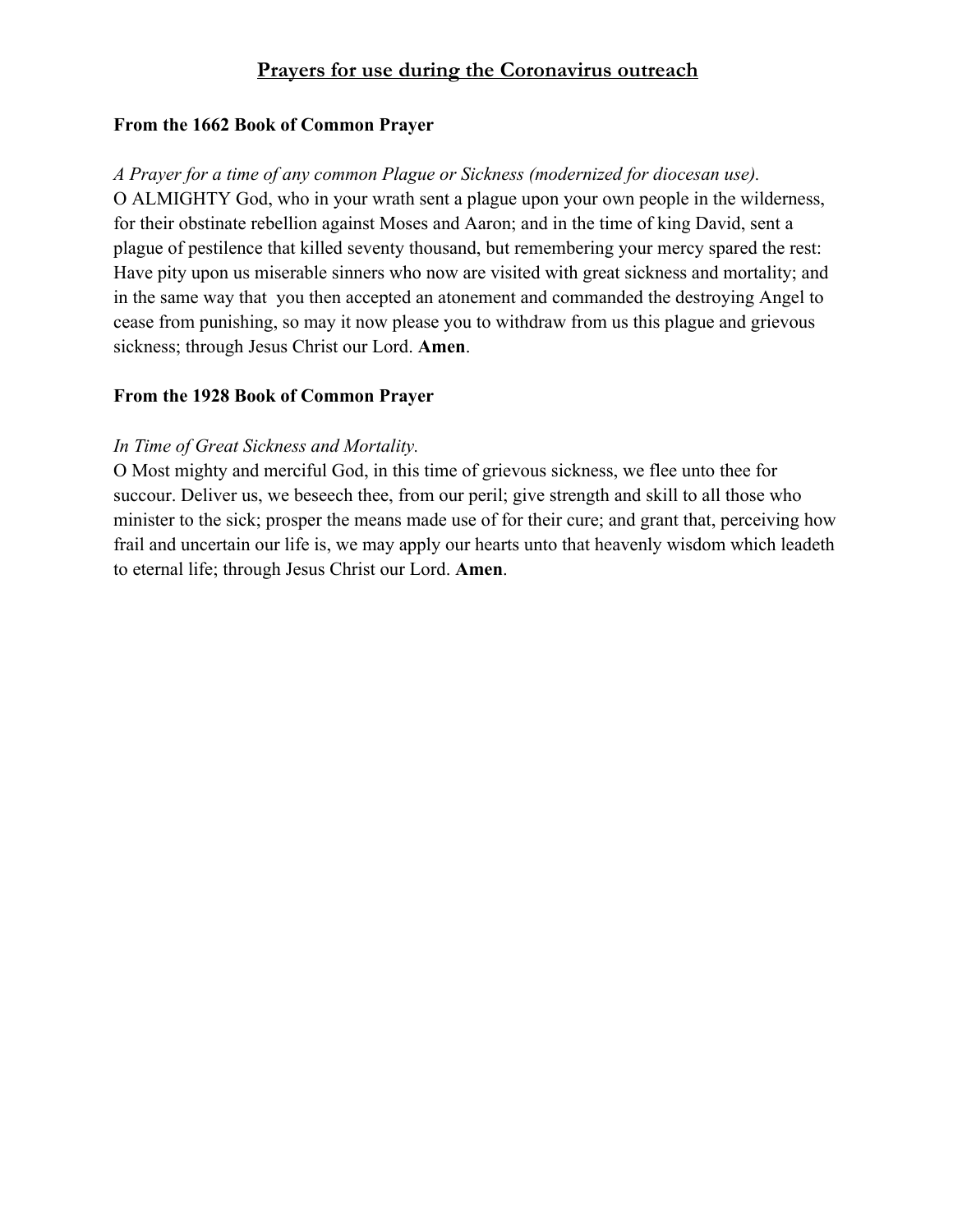# Prayers for use during the Coronavirus outreach

**From the 1662 Book of Common Prayer**

*A Prayer for a time of any common Plague or Sickness (modernized for diocesan use).*
O ALMIGHTY God, who in your wrath sent a plague upon your own people in the wilderness, for their obstinate rebellion against Moses and Aaron; and in the time of king David, sent a plague of pestilence that killed seventy thousand, but remembering your mercy spared the rest: Have pity upon us miserable sinners who now are visited with great sickness and mortality; and in the same way that you then accepted an atonement and commanded the destroying Angel to cease from punishing, so may it now please you to withdraw from us this plague and grievous sickness; through Jesus Christ our Lord. **Amen**.

**From the 1928 Book of Common Prayer**

*In Time of Great Sickness and Mortality.*
O Most mighty and merciful God, in this time of grievous sickness, we flee unto thee for succour. Deliver us, we beseech thee, from our peril; give strength and skill to all those who minister to the sick; prosper the means made use of for their cure; and grant that, perceiving how frail and uncertain our life is, we may apply our hearts unto that heavenly wisdom which leadeth to eternal life; through Jesus Christ our Lord. **Amen**.